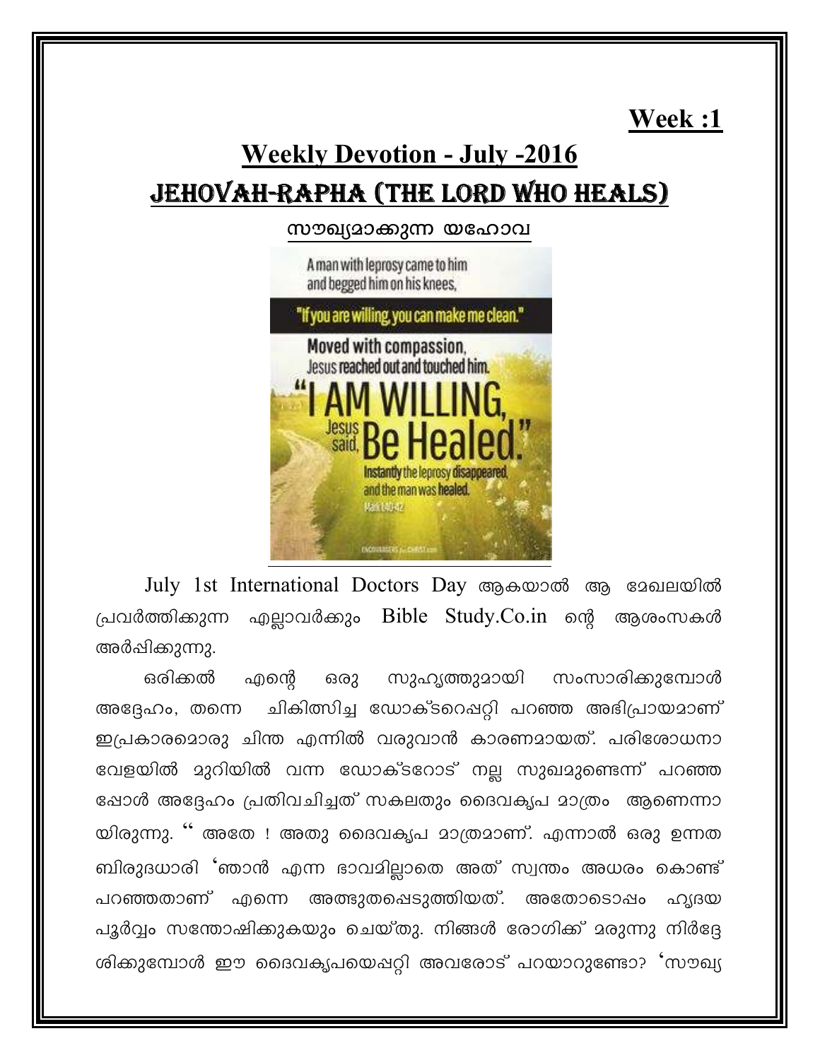**Week :1**

# Weekly Devotion - July -2016

## JEHOVAH-RAPHA (THE LORD WHO HEALS)

### സൗഖ്യമാക്കുന്ന യഹോവ

July 1st International Doctors Day ആകയാൽ ആ മേഖലയിൽ പ്രവർത്തിക്കുന്ന എല്ലാവർക്കും Bible Study.Co.in ന്റെ ആശംസകൾ അർപ്പിക്കുന്നു.

ഒരിക്കൽ എന്റെ ഒരു സുഹൃത്തുമായി സംസാരിക്കുമ്പോൾ അദ്ദേഹം, തന്നെ ചികിത്സിച്ച ഡോക്ടറെപ്പറ്റി പറഞ്ഞ അഭിപ്രായമാണ് ഇപ്രകാരമൊരു ചിന്ത എന്നിൽ വരുവാൻ കാരണമായത്. പരിശോധനാ വേളയിൽ മുറിയിൽ വന്ന ഡോക്ടറോട് നല്ല സുഖമുണ്ടെന്ന് പറഞ്ഞപ്പോൾ അദ്ദേഹം പ്രതിവചിച്ചത് സകലതും ദൈവകൃപ മാത്രം ആണെന്നായിരുന്നു. '' അതേ ! അതു ദൈവകൃപ മാത്രമാണ്. എന്നാൽ ഒരു ഉന്നത ബിരുദധാരി 'ഞാൻ എന്ന ഭാവമില്ലാതെ അത് സ്വന്തം അധരം കൊണ്ട് പറഞ്ഞതാണ് എന്നെ അത്ഭുതപ്പെടുത്തിയത്. അതോടൊപ്പം ഹൃദയപൂർവ്വം സന്തോഷിക്കുകയും ചെയ്തു. നിങ്ങൾ രോഗിക്ക് മരുന്നു നിർദ്ദേശിക്കുമ്പോൾ ഈ ദൈവകൃപയെപ്പറ്റി അവരോട് പറയാറുണ്ടോ? 'സൗഖ്യ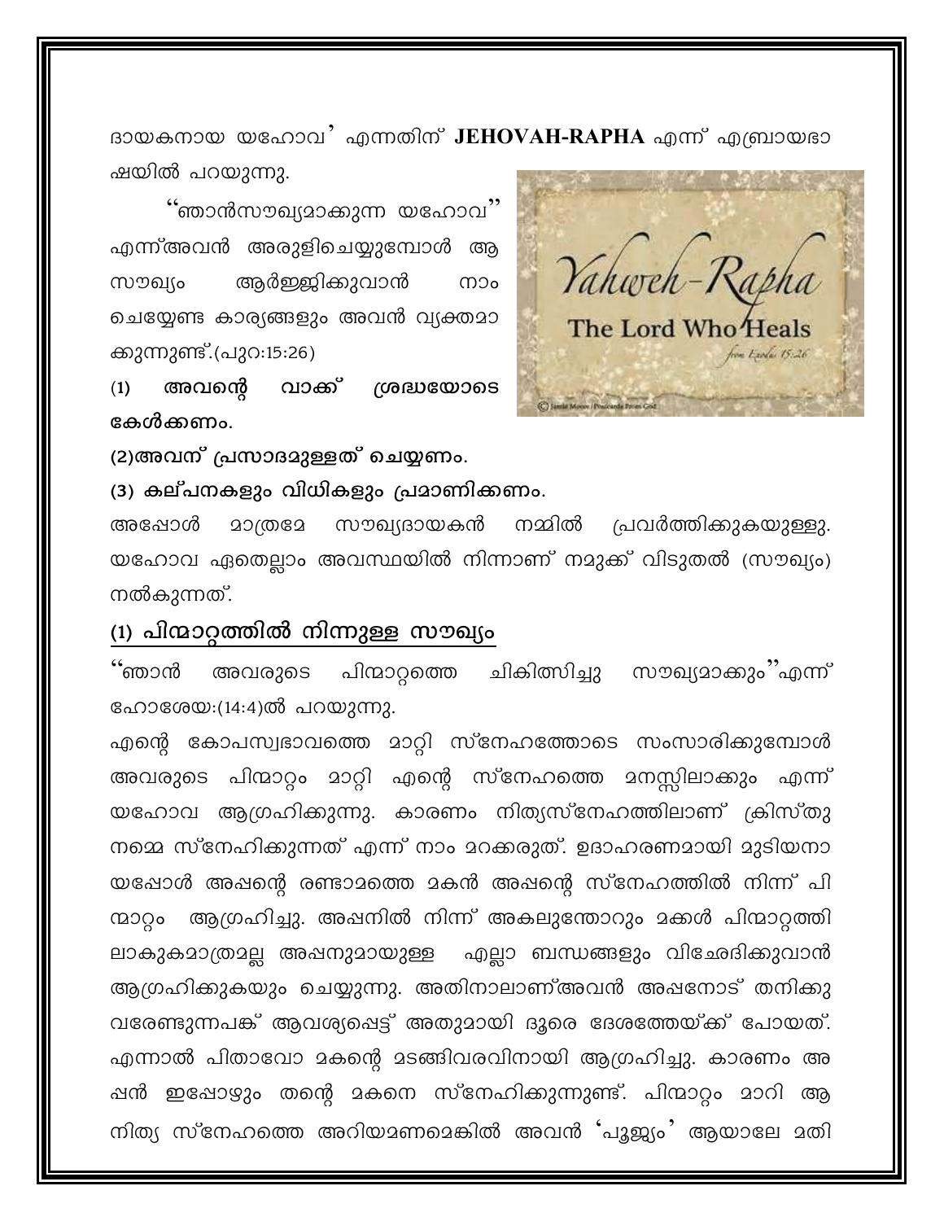ദായകനായ യഹോവ' എന്നതിന് **JEHOVAH-RAPHA** എന്ന് എബ്രായഭാഷയിൽ പറയുന്നു.

"ഞാൻസൗഖ്യമാക്കുന്ന യഹോവ" എന്ന്അവൻ അരുളിച്ചെയ്യുമ്പോൾ ആ സൗഖ്യം ആർജ്ജിക്കുവാൻ നാം ചെയ്യേണ്ട കാര്യങ്ങളും അവൻ വ്യക്തമാക്കുന്നുണ്ട്.(പുറ:15:26)

**(1) അവന്റെ വാക്ക് ശ്രദ്ധയോടെ കേൾക്കണം.**

**(2)അവന് പ്രസാദമുള്ളത് ചെയ്യണം.**

**(3) കല്പനകളും വിധികളും പ്രമാണിക്കണം.**

അപ്പോൾ മാത്രമേ സൗഖ്യദായകൻ നമ്മിൽ പ്രവർത്തിക്കുകയുള്ളു. യഹോവ ഏതെല്ലാം അവസ്ഥയിൽ നിന്നാണ് നമുക്ക് വിടുതൽ (സൗഖ്യം) നൽകുന്നത്.

## (1) പിന്മാറ്റത്തിൽ നിന്നുള്ള സൗഖ്യം

"ഞാൻ അവരുടെ പിന്മാറ്റത്തെ ചികിത്സിച്ചു സൗഖ്യമാക്കും"എന്ന് ഹോശേയ:(14:4)ൽ പറയുന്നു.

എന്റെ കോപസ്വഭാവത്തെ മാറ്റി സ്നേഹത്തോടെ സംസാരിക്കുമ്പോൾ അവരുടെ പിന്മാറ്റം മാറ്റി എന്റെ സ്നേഹത്തെ മനസ്സിലാക്കും എന്ന് യഹോവ ആഗ്രഹിക്കുന്നു. കാരണം നിത്യസ്നേഹത്തിലാണ് ക്രിസ്തു നമ്മെ സ്നേഹിക്കുന്നത് എന്ന് നാം മറക്കരുത്. ഉദാഹരണമായി മുടിയനായപ്പോൾ അപ്പന്റെ രണ്ടാമത്തെ മകൻ അപ്പന്റെ സ്നേഹത്തിൽ നിന്ന് പിന്മാറ്റം ആഗ്രഹിച്ചു. അപ്പനിൽ നിന്ന് അകലുന്തോറും മക്കൾ പിന്മാറ്റത്തിലാകുകമാത്രമല്ല അപ്പനുമായുള്ള എല്ലാ ബന്ധങ്ങളും വിഛേദിക്കുവാൻ ആഗ്രഹിക്കുകയും ചെയ്യുന്നു. അതിനാലാണ്അവൻ അപ്പനോട് തനിക്കു വരേണ്ടുന്നപങ്ക് ആവശ്യപ്പെട്ട് അതുമായി ദൂരെ ദേശത്തേയ്ക്ക് പോയത്. എന്നാൽ പിതാവോ മകന്റെ മടങ്ങിവരവിനായി ആഗ്രഹിച്ചു. കാരണം അപ്പൻ ഇപ്പോഴും തന്റെ മകനെ സ്നേഹിക്കുന്നുണ്ട്. പിന്മാറ്റം മാറി ആ നിത്യ സ്നേഹത്തെ അറിയമണമെങ്കിൽ അവൻ 'പൂജ്യം' ആയാലേ മതി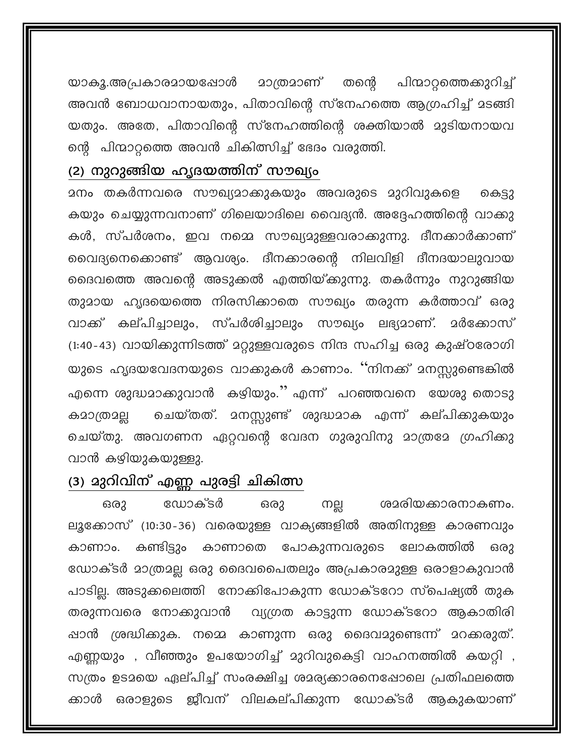യാകൂ.അപ്രകാരമായപ്പോൾ മാത്രമാണ് തന്റെ പിന്മാറ്റത്തെക്കുറിച്ച് അവൻ ബോധവാനായതും, പിതാവിന്റെ സ്നേഹത്തെ ആഗ്രഹിച്ച് മടങ്ങിയതും. അതേ, പിതാവിന്റെ സ്നേഹത്തിന്റെ ശക്തിയാൽ മുടിയനായവന്റെ പിന്മാറ്റത്തെ അവൻ ചികിത്സിച്ച് ഭേദം വരുത്തി.

## (2) നുറുങ്ങിയ ഹൃദയത്തിന് സൗഖ്യം

മനം തകർന്നവരെ സൗഖ്യമാക്കുകയും അവരുടെ മുറിവുകളെ കെട്ടുകയും ചെയ്യുന്നവനാണ് ഗിലെയാദിലെ വൈദ്യൻ. അദ്ദേഹത്തിന്റെ വാക്കുകൾ, സ്പർശനം, ഇവ നമ്മെ സൗഖ്യമുള്ളവരാക്കുന്നു. ദീനക്കാർക്കാണ് വൈദ്യനെക്കൊണ്ട് ആവശ്യം. ദീനക്കാരന്റെ നിലവിളി ദീനദയാലുവായ ദൈവത്തെ അവന്റെ അടുക്കൽ എത്തിയ്ക്കുന്നു. തകർന്നും നുറുങ്ങിയതുമായ ഹൃദയത്തെ നിരസിക്കാതെ സൗഖ്യം തരുന്ന കർത്താവ് ഒരു വാക്ക് കല്പിച്ചാലും, സ്പർശിച്ചാലും സൗഖ്യം ലഭ്യമാണ്. മർക്കോസ് (1:40-43) വായിക്കുന്നിടത്ത് മറ്റുള്ളവരുടെ നിന്ദ സഹിച്ച ഒരു കുഷ്ഠരോഗിയുടെ ഹൃദയവേദനയുടെ വാക്കുകൾ കാണാം. ''നിനക്ക് മനസ്സുണ്ടെങ്കിൽ എന്നെ ശുദ്ധമാക്കുവാൻ കഴിയും.'' എന്ന് പറഞ്ഞവനെ യേശു തൊടുകമാത്രമല്ല ചെയ്തത്. മനസ്സുണ്ട് ശുദ്ധമാക എന്ന് കല്പിക്കുകയും ചെയ്തു. അവഗണന ഏറ്റവന്റെ വേദന ഗുരുവിനു മാത്രമേ ഗ്രഹിക്കുവാൻ കഴിയുകയുള്ളു.

## (3) മുറിവിന് എണ്ണ പുരട്ടി ചികിത്സ

ഒരു ഡോക്ടർ ഒരു നല്ല ശമരിയക്കാരനാകണം. ലൂക്കോസ് (10:30-36) വരെയുള്ള വാക്യങ്ങളിൽ അതിനുള്ള കാരണവും കാണാം. കണ്ടിട്ടും കാണാതെ പോകുന്നവരുടെ ലോകത്തിൽ ഒരു ഡോക്ടർ മാത്രമല്ല ഒരു ദൈവപൈതലും അപ്രകാരമുള്ള ഒരാളാകുവാൻ പാടില്ല. അടുക്കലെത്തി നോക്കിപോകുന്ന ഡോക്ടറോ സ്പെഷ്യൽ തുക തരുന്നവരെ നോക്കുവാൻ വ്യഗ്രത കാട്ടുന്ന ഡോക്ടറോ ആകാതിരിപ്പാൻ ശ്രദ്ധിക്കുക. നമ്മെ കാണുന്ന ഒരു ദൈവമുണ്ടെന്ന് മറക്കരുത്. എണ്ണയും , വീഞ്ഞും ഉപയോഗിച്ച് മുറിവുകെട്ടി വാഹനത്തിൽ കയറ്റി , സത്രം ഉടമയെ ഏല്പിച്ച് സംരക്ഷിച്ച ശമര്യക്കാരനെപ്പോലെ പ്രതിഫലത്തെക്കാൾ ഒരാളുടെ ജീവന് വിലകല്പിക്കുന്ന ഡോക്ടർ ആകുകയാണ്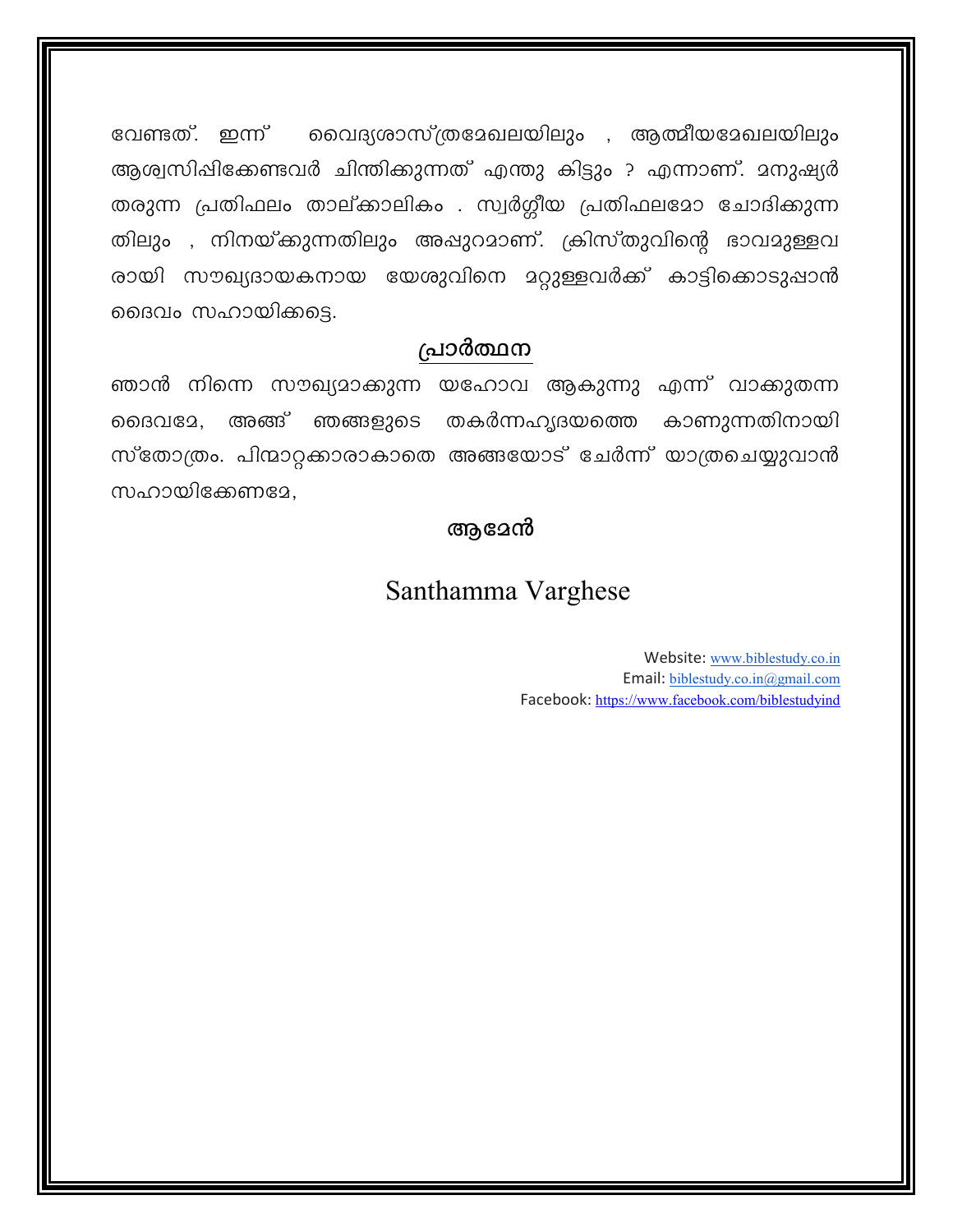വേണ്ടത്. ഇന്ന് വൈദ്യശാസ്ത്രമേഖലയിലും , ആത്മീയമേഖലയിലും ആശ്വസിപ്പിക്കേണ്ടവർ ചിന്തിക്കുന്നത് എന്തു കിട്ടും ? എന്നാണ്. മനുഷ്യർ തരുന്ന പ്രതിഫലം താല്ക്കാലികം . സ്വർഗ്ഗീയ പ്രതിഫലമോ ചോദിക്കുന്നതിലും , നിനയ്ക്കുന്നതിലും അപ്പുറമാണ്. ക്രിസ്തുവിന്റെ ഭാവമുള്ളവരായി സൗഖ്യദായകനായ യേശുവിനെ മറ്റുള്ളവർക്ക് കാട്ടിക്കൊടുപ്പാൻ ദൈവം സഹായിക്കട്ടെ.

## പ്രാർത്ഥന

ഞാൻ നിന്നെ സൗഖ്യമാക്കുന്ന യഹോവ ആകുന്നു എന്ന് വാക്കുതന്ന ദൈവമേ, അങ്ങ് ഞങ്ങളുടെ തകർന്നഹൃദയത്തെ കാണുന്നതിനായി സ്തോത്രം. പിന്മാറ്റക്കാരാകാതെ അങ്ങയോട് ചേർന്ന് യാത്രചെയ്യുവാൻ സഹായിക്കേണമേ,

**ആമേൻ**

Santhamma Varghese

Website: www.biblestudy.co.in
Email: biblestudy.co.in@gmail.com
Facebook: https://www.facebook.com/biblestudyind